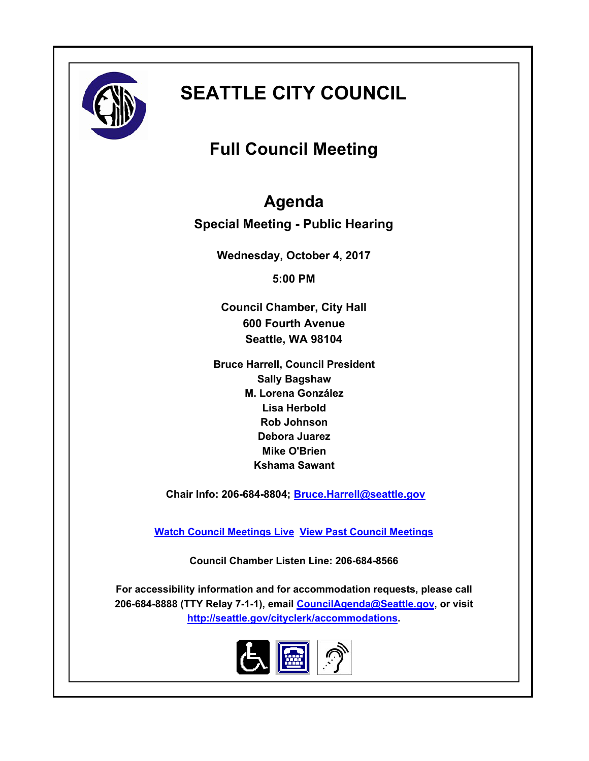# SEATTLE CITY COUNCIL

## Full Council Meeting

## Agenda

**Special Meeting - Public Hearing**

**Wednesday, October 4, 2017**

**5:00 PM**

**Council Chamber, City Hall**
**600 Fourth Avenue**
**Seattle, WA 98104**

**Bruce Harrell, Council President**
**Sally Bagshaw**
**M. Lorena González**
**Lisa Herbold**
**Rob Johnson**
**Debora Juarez**
**Mike O'Brien**
**Kshama Sawant**

**Chair Info: 206-684-8804; Bruce.Harrell@seattle.gov**

**Watch Council Meetings Live  View Past Council Meetings**

**Council Chamber Listen Line: 206-684-8566**

**For accessibility information and for accommodation requests, please call 206-684-8888 (TTY Relay 7-1-1), email CouncilAgenda@Seattle.gov, or visit http://seattle.gov/cityclerk/accommodations.**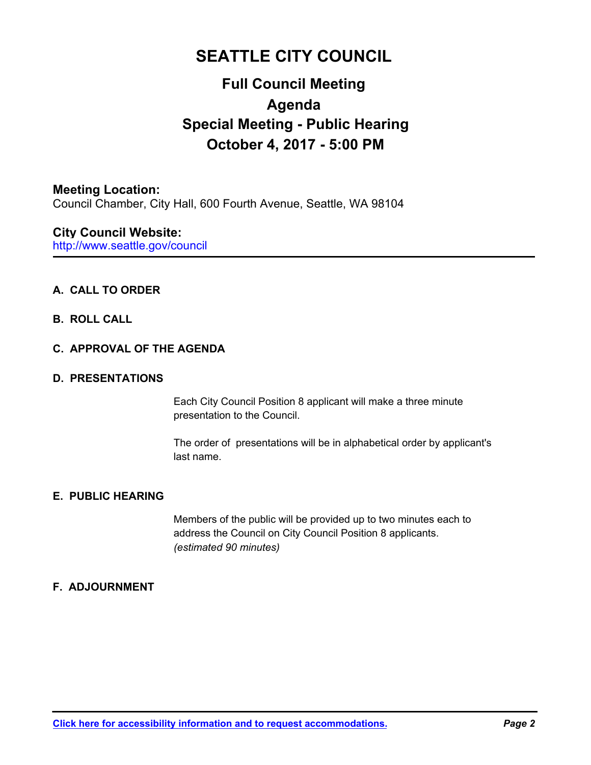# SEATTLE CITY COUNCIL

## Full Council Meeting

## Agenda

## Special Meeting - Public Hearing

## October 4, 2017 - 5:00 PM

**Meeting Location:**
Council Chamber, City Hall, 600 Fourth Avenue, Seattle, WA 98104

**City Council Website:**
http://www.seattle.gov/council

---

**A. CALL TO ORDER**

**B. ROLL CALL**

**C. APPROVAL OF THE AGENDA**

**D. PRESENTATIONS**

Each City Council Position 8 applicant will make a three minute presentation to the Council.

The order of presentations will be in alphabetical order by applicant's last name.

**E. PUBLIC HEARING**

Members of the public will be provided up to two minutes each to address the Council on City Council Position 8 applicants.
*(estimated 90 minutes)*

**F. ADJOURNMENT**

**Click here for accessibility information and to request accommodations.**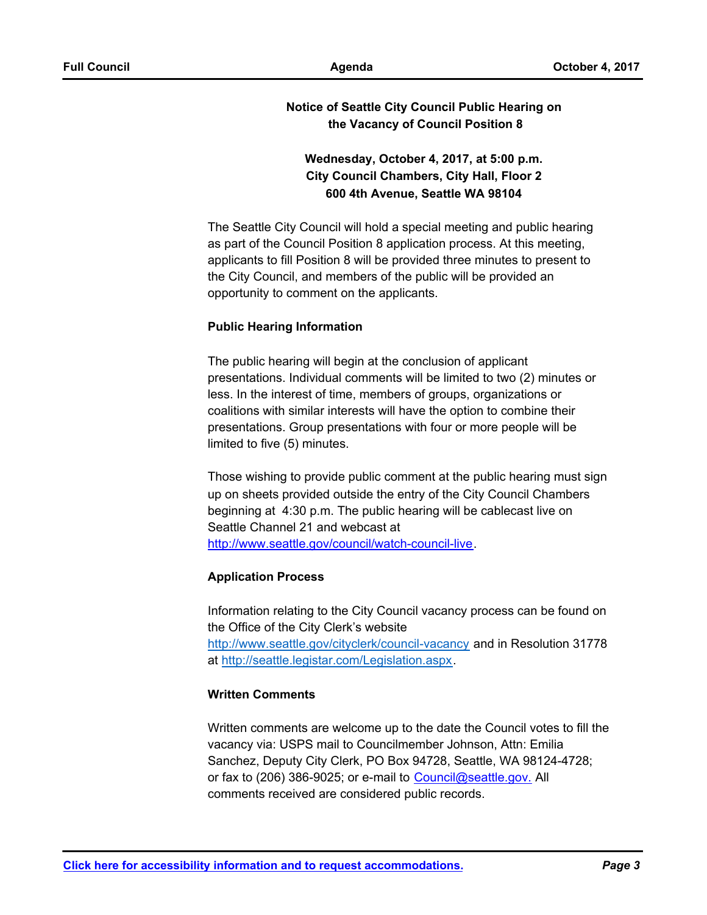**Notice of Seattle City Council Public Hearing on the Vacancy of Council Position 8**

**Wednesday, October 4, 2017, at 5:00 p.m.**
**City Council Chambers, City Hall, Floor 2**
**600 4th Avenue, Seattle WA 98104**

The Seattle City Council will hold a special meeting and public hearing as part of the Council Position 8 application process. At this meeting, applicants to fill Position 8 will be provided three minutes to present to the City Council, and members of the public will be provided an opportunity to comment on the applicants.

**Public Hearing Information**

The public hearing will begin at the conclusion of applicant presentations. Individual comments will be limited to two (2) minutes or less. In the interest of time, members of groups, organizations or coalitions with similar interests will have the option to combine their presentations. Group presentations with four or more people will be limited to five (5) minutes.

Those wishing to provide public comment at the public hearing must sign up on sheets provided outside the entry of the City Council Chambers beginning at 4:30 p.m. The public hearing will be cablecast live on Seattle Channel 21 and webcast at http://www.seattle.gov/council/watch-council-live.

**Application Process**

Information relating to the City Council vacancy process can be found on the Office of the City Clerk's website http://www.seattle.gov/cityclerk/council-vacancy and in Resolution 31778 at http://seattle.legistar.com/Legislation.aspx.

**Written Comments**

Written comments are welcome up to the date the Council votes to fill the vacancy via: USPS mail to Councilmember Johnson, Attn: Emilia Sanchez, Deputy City Clerk, PO Box 94728, Seattle, WA 98124-4728; or fax to (206) 386-9025; or e-mail to Council@seattle.gov. All comments received are considered public records.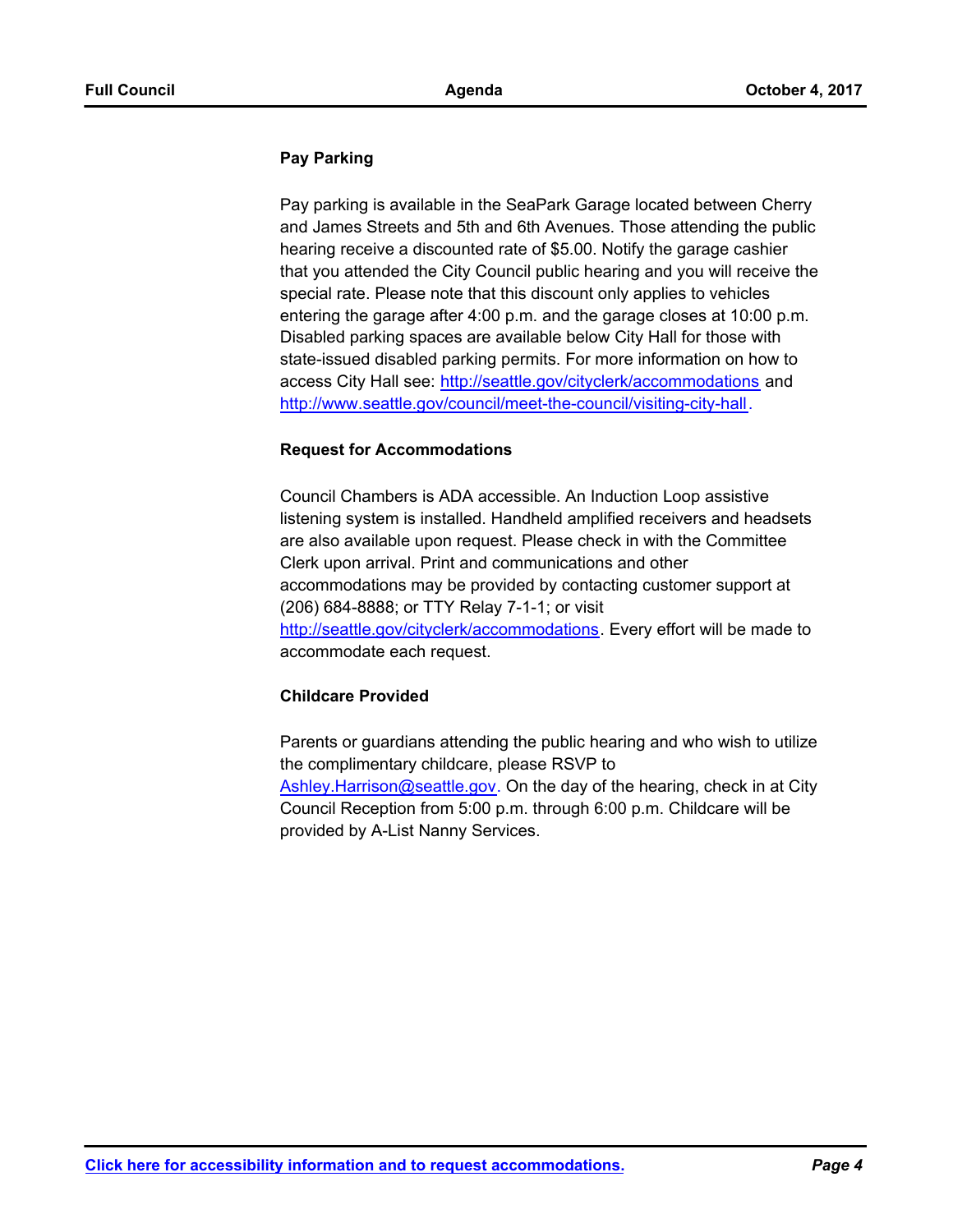**Pay Parking**

Pay parking is available in the SeaPark Garage located between Cherry and James Streets and 5th and 6th Avenues. Those attending the public hearing receive a discounted rate of $5.00. Notify the garage cashier that you attended the City Council public hearing and you will receive the special rate. Please note that this discount only applies to vehicles entering the garage after 4:00 p.m. and the garage closes at 10:00 p.m. Disabled parking spaces are available below City Hall for those with state-issued disabled parking permits. For more information on how to access City Hall see: http://seattle.gov/cityclerk/accommodations and http://www.seattle.gov/council/meet-the-council/visiting-city-hall.

**Request for Accommodations**

Council Chambers is ADA accessible. An Induction Loop assistive listening system is installed. Handheld amplified receivers and headsets are also available upon request. Please check in with the Committee Clerk upon arrival. Print and communications and other accommodations may be provided by contacting customer support at (206) 684-8888; or TTY Relay 7-1-1; or visit http://seattle.gov/cityclerk/accommodations. Every effort will be made to accommodate each request.

**Childcare Provided**

Parents or guardians attending the public hearing and who wish to utilize the complimentary childcare, please RSVP to Ashley.Harrison@seattle.gov. On the day of the hearing, check in at City Council Reception from 5:00 p.m. through 6:00 p.m. Childcare will be provided by A-List Nanny Services.